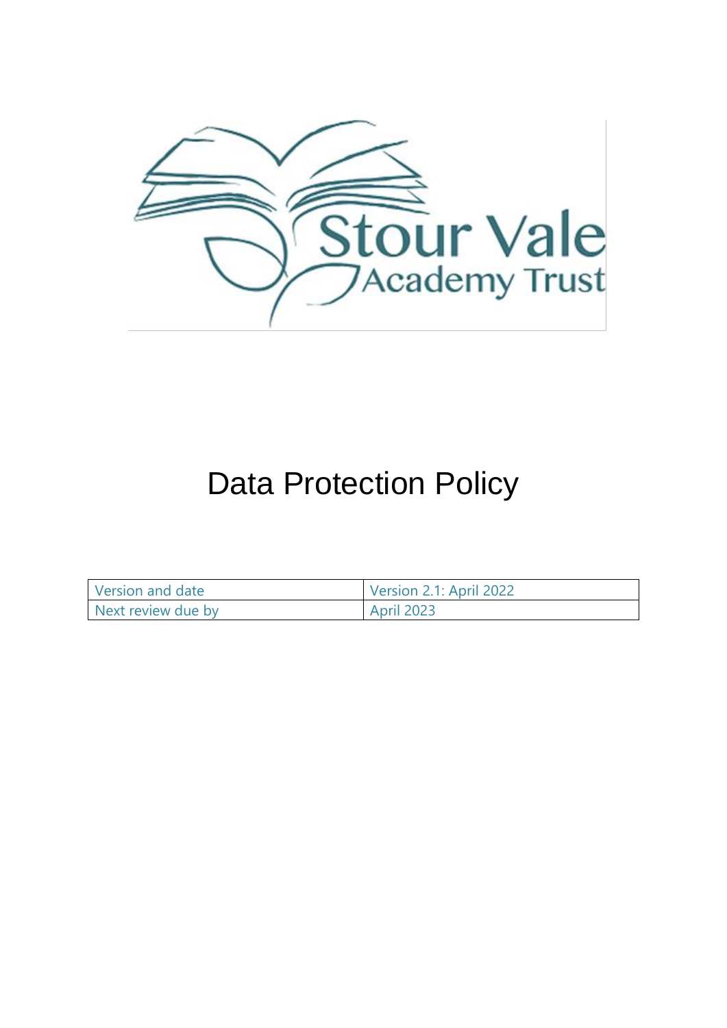# Data Protection Policy

| Version and date | Version 2.1: April 2022 |
| --- | --- |
| Next review due by | April 2023 |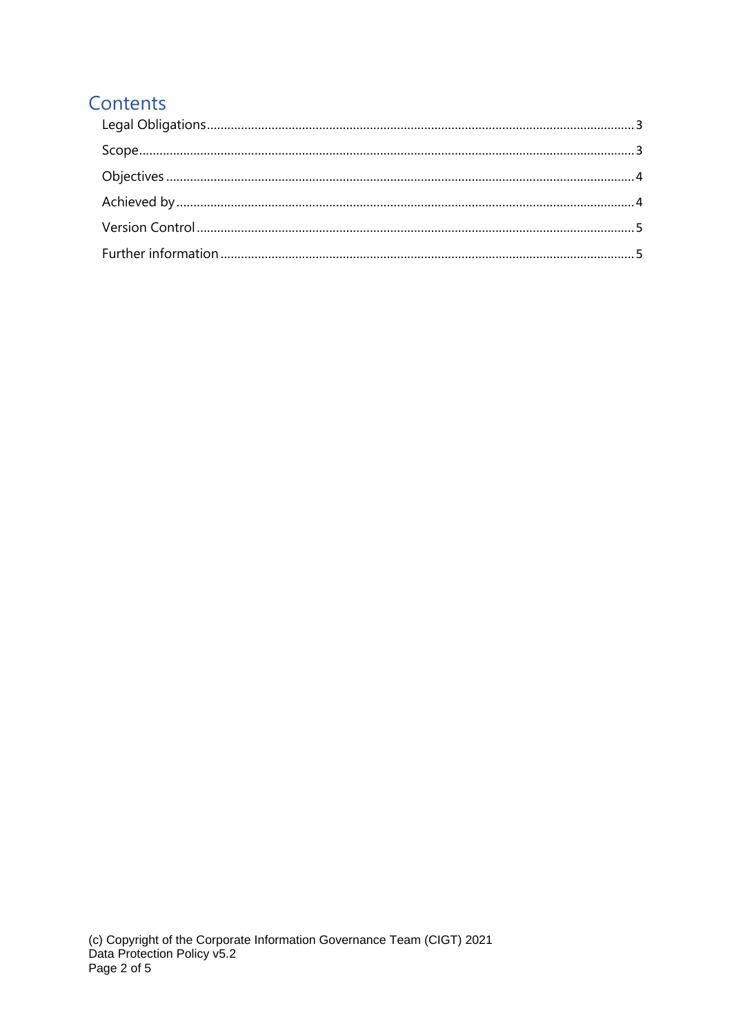# Contents

Legal Obligations ..... 3

Scope ..... 3

Objectives ..... 4

Achieved by ..... 4

Version Control ..... 5

Further information ..... 5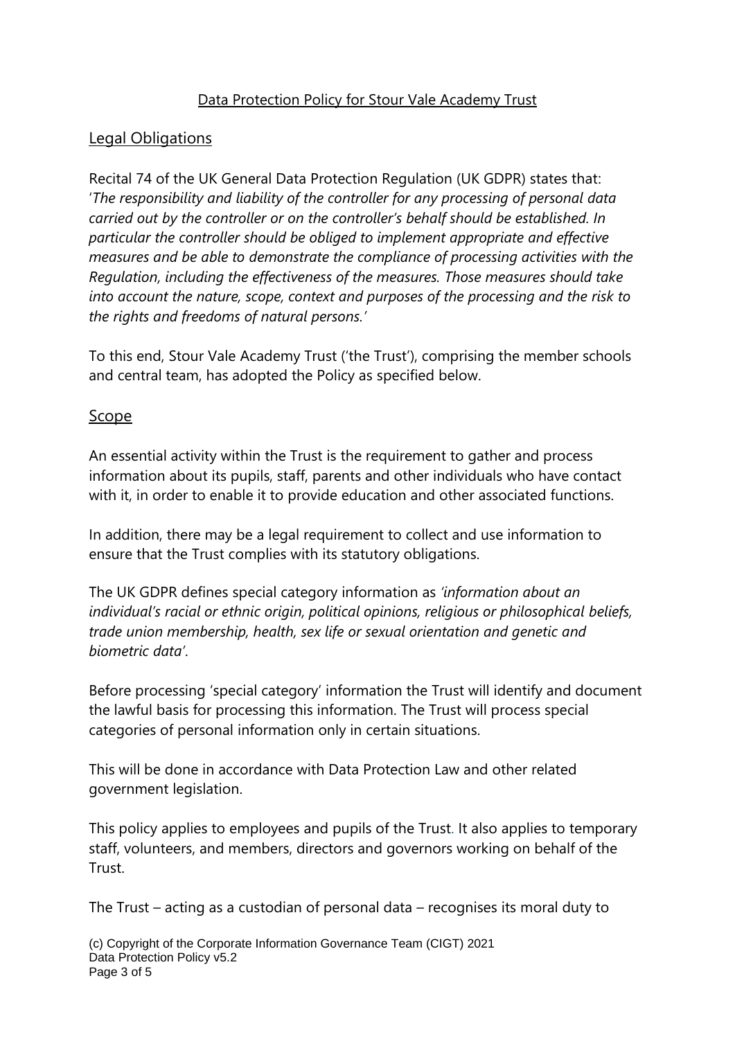Data Protection Policy for Stour Vale Academy Trust

## Legal Obligations

Recital 74 of the UK General Data Protection Regulation (UK GDPR) states that: '*The responsibility and liability of the controller for any processing of personal data carried out by the controller or on the controller's behalf should be established. In particular the controller should be obliged to implement appropriate and effective measures and be able to demonstrate the compliance of processing activities with the Regulation, including the effectiveness of the measures. Those measures should take into account the nature, scope, context and purposes of the processing and the risk to the rights and freedoms of natural persons.*'

To this end, Stour Vale Academy Trust ('the Trust'), comprising the member schools and central team, has adopted the Policy as specified below.

## Scope

An essential activity within the Trust is the requirement to gather and process information about its pupils, staff, parents and other individuals who have contact with it, in order to enable it to provide education and other associated functions.

In addition, there may be a legal requirement to collect and use information to ensure that the Trust complies with its statutory obligations.

The UK GDPR defines special category information as *'information about an individual's racial or ethnic origin, political opinions, religious or philosophical beliefs, trade union membership, health, sex life or sexual orientation and genetic and biometric data'*.

Before processing 'special category' information the Trust will identify and document the lawful basis for processing this information. The Trust will process special categories of personal information only in certain situations.

This will be done in accordance with Data Protection Law and other related government legislation.

This policy applies to employees and pupils of the Trust. It also applies to temporary staff, volunteers, and members, directors and governors working on behalf of the Trust.

The Trust – acting as a custodian of personal data – recognises its moral duty to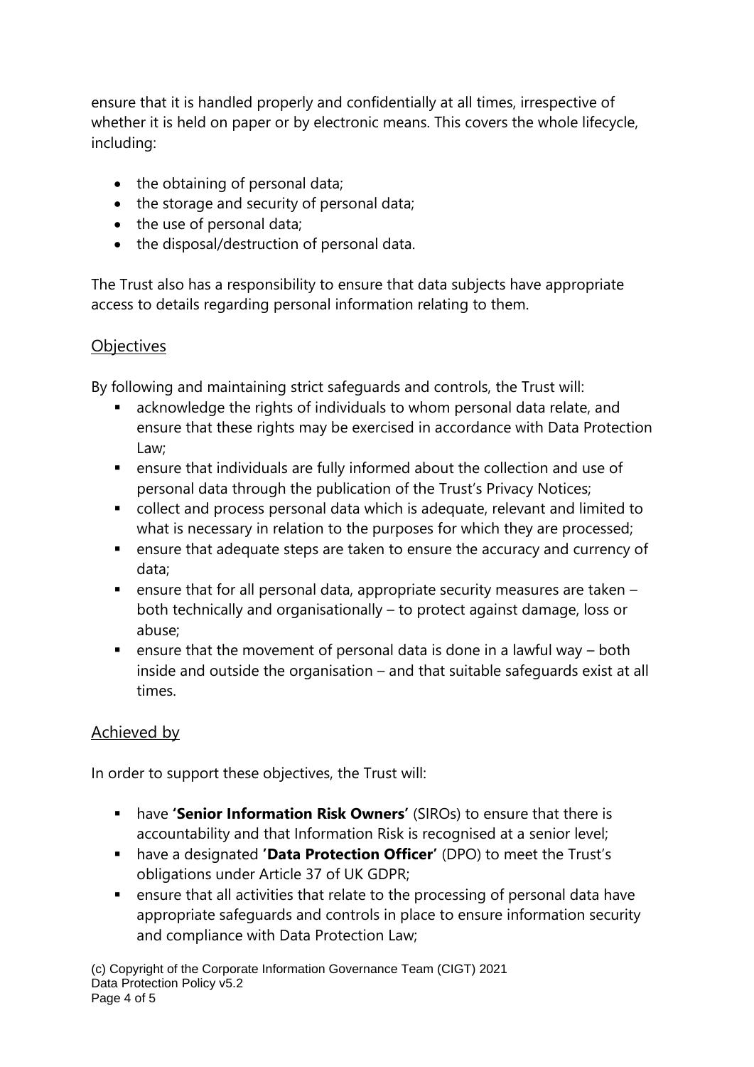ensure that it is handled properly and confidentially at all times, irrespective of whether it is held on paper or by electronic means. This covers the whole lifecycle, including:

- the obtaining of personal data;
- the storage and security of personal data;
- the use of personal data;
- the disposal/destruction of personal data.

The Trust also has a responsibility to ensure that data subjects have appropriate access to details regarding personal information relating to them.

## Objectives

By following and maintaining strict safeguards and controls, the Trust will:

- acknowledge the rights of individuals to whom personal data relate, and ensure that these rights may be exercised in accordance with Data Protection Law;
- ensure that individuals are fully informed about the collection and use of personal data through the publication of the Trust's Privacy Notices;
- collect and process personal data which is adequate, relevant and limited to what is necessary in relation to the purposes for which they are processed;
- ensure that adequate steps are taken to ensure the accuracy and currency of data;
- ensure that for all personal data, appropriate security measures are taken – both technically and organisationally – to protect against damage, loss or abuse;
- ensure that the movement of personal data is done in a lawful way – both inside and outside the organisation – and that suitable safeguards exist at all times.

## Achieved by

In order to support these objectives, the Trust will:

- have **'Senior Information Risk Owners'** (SIROs) to ensure that there is accountability and that Information Risk is recognised at a senior level;
- have a designated **'Data Protection Officer'** (DPO) to meet the Trust's obligations under Article 37 of UK GDPR;
- ensure that all activities that relate to the processing of personal data have appropriate safeguards and controls in place to ensure information security and compliance with Data Protection Law;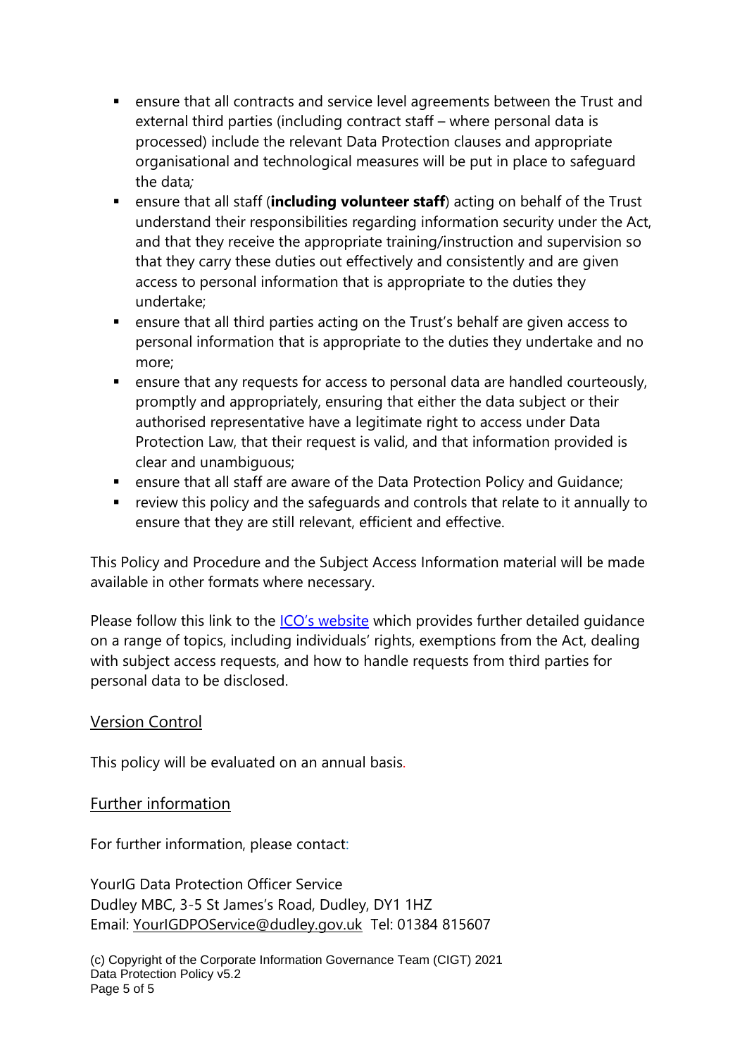- ensure that all contracts and service level agreements between the Trust and external third parties (including contract staff – where personal data is processed) include the relevant Data Protection clauses and appropriate organisational and technological measures will be put in place to safeguard the data*;*
- ensure that all staff (**including volunteer staff**) acting on behalf of the Trust understand their responsibilities regarding information security under the Act, and that they receive the appropriate training/instruction and supervision so that they carry these duties out effectively and consistently and are given access to personal information that is appropriate to the duties they undertake;
- ensure that all third parties acting on the Trust's behalf are given access to personal information that is appropriate to the duties they undertake and no more;
- ensure that any requests for access to personal data are handled courteously, promptly and appropriately, ensuring that either the data subject or their authorised representative have a legitimate right to access under Data Protection Law, that their request is valid, and that information provided is clear and unambiguous;
- ensure that all staff are aware of the Data Protection Policy and Guidance;
- review this policy and the safeguards and controls that relate to it annually to ensure that they are still relevant, efficient and effective.

This Policy and Procedure and the Subject Access Information material will be made available in other formats where necessary.

Please follow this link to the ICO's website which provides further detailed guidance on a range of topics, including individuals' rights, exemptions from the Act, dealing with subject access requests, and how to handle requests from third parties for personal data to be disclosed.

## Version Control

This policy will be evaluated on an annual basis.

## Further information

For further information, please contact:

YourIG Data Protection Officer Service
Dudley MBC, 3-5 St James's Road, Dudley, DY1 1HZ
Email: YourIGDPOService@dudley.gov.uk Tel: 01384 815607

(c) Copyright of the Corporate Information Governance Team (CIGT) 2021
Data Protection Policy v5.2